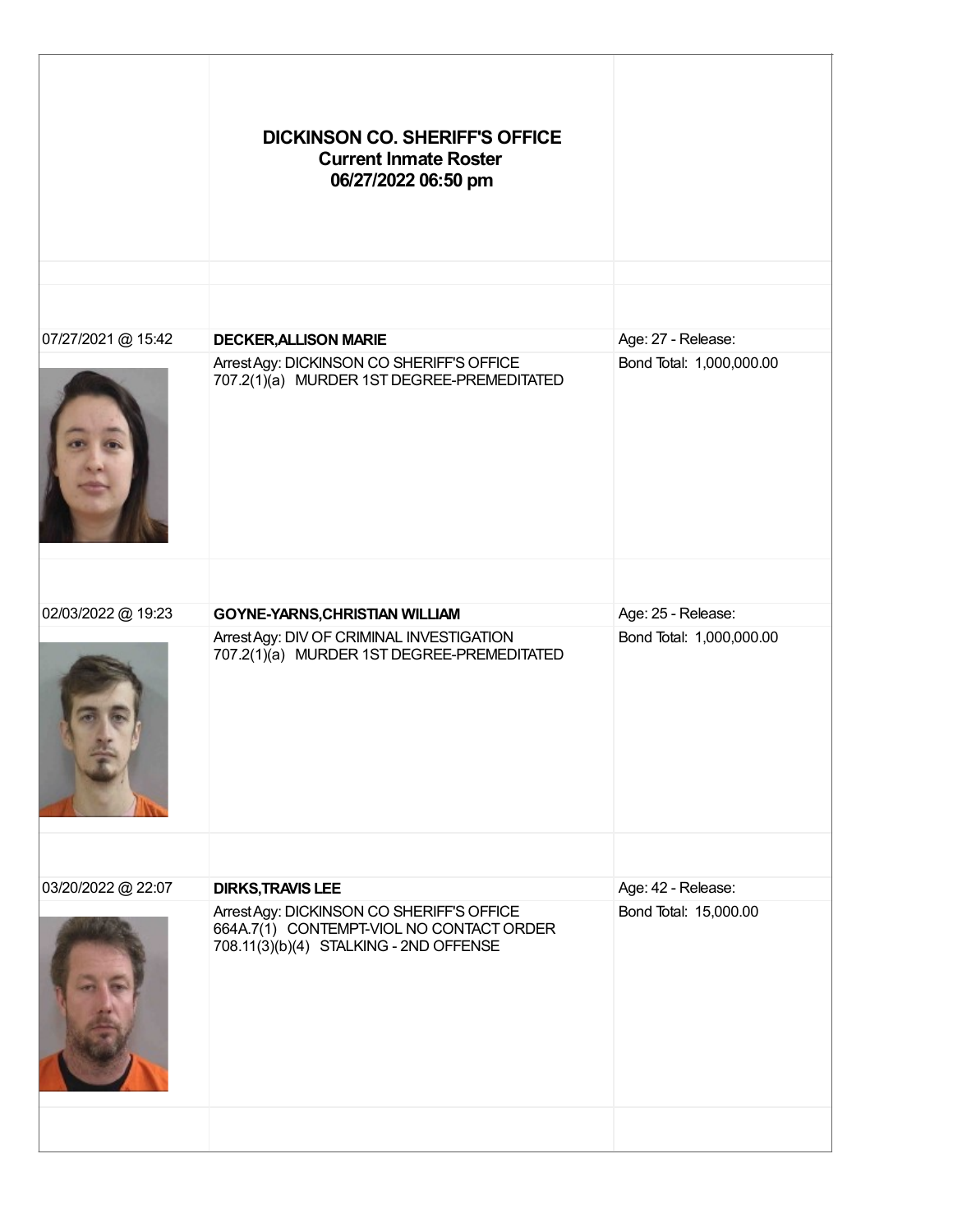# DICKINSON CO. SHERIFF'S OFFICE
## Current Inmate Roster
## 06/27/2022 06:50 pm

| | | |
|---|---|---|
| 07/27/2021 @ 15:42 | **DECKER,ALLISON MARIE** | Age: 27 - Release: |
| | Arrest Agy: DICKINSON CO SHERIFF'S OFFICE<br>707.2(1)(a) MURDER 1ST DEGREE-PREMEDITATED | Bond Total: 1,000,000.00 |
| 02/03/2022 @ 19:23 | **GOYNE-YARNS,CHRISTIAN WILLIAM** | Age: 25 - Release: |
| | Arrest Agy: DIV OF CRIMINAL INVESTIGATION<br>707.2(1)(a) MURDER 1ST DEGREE-PREMEDITATED | Bond Total: 1,000,000.00 |
| 03/20/2022 @ 22:07 | **DIRKS,TRAVIS LEE** | Age: 42 - Release: |
| | Arrest Agy: DICKINSON CO SHERIFF'S OFFICE<br>664A.7(1) CONTEMPT-VIOL NO CONTACT ORDER<br>708.11(3)(b)(4) STALKING - 2ND OFFENSE | Bond Total: 15,000.00 |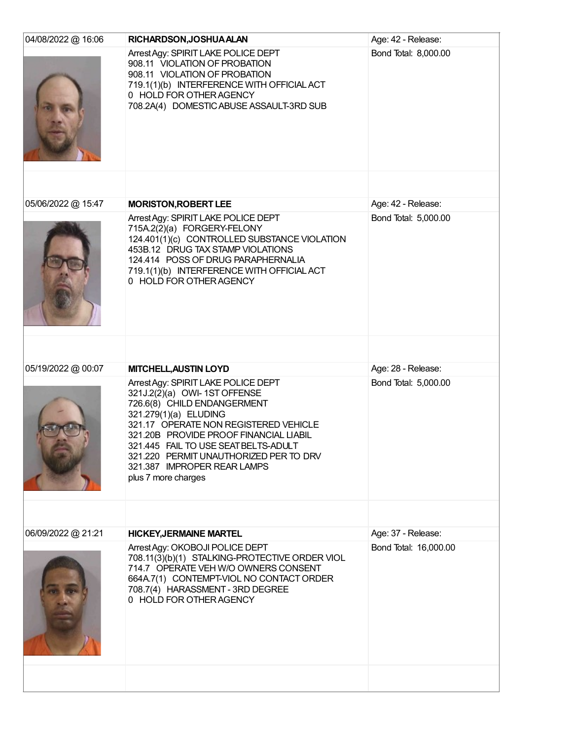| | | |
|---|---|---|
| 04/08/2022 @ 16:06 | **RICHARDSON,JOSHUA ALAN** | Age: 42 - Release: |
| | Arrest Agy: SPIRIT LAKE POLICE DEPT<br>908.11 VIOLATION OF PROBATION<br>908.11 VIOLATION OF PROBATION<br>719.1(1)(b) INTERFERENCE WITH OFFICIAL ACT<br>0 HOLD FOR OTHER AGENCY<br>708.2A(4) DOMESTIC ABUSE ASSAULT-3RD SUB | Bond Total: 8,000.00 |
| 05/06/2022 @ 15:47 | **MORISTON,ROBERT LEE** | Age: 42 - Release: |
| | Arrest Agy: SPIRIT LAKE POLICE DEPT<br>715A.2(2)(a) FORGERY-FELONY<br>124.401(1)(c) CONTROLLED SUBSTANCE VIOLATION<br>453B.12 DRUG TAX STAMP VIOLATIONS<br>124.414 POSS OF DRUG PARAPHERNALIA<br>719.1(1)(b) INTERFERENCE WITH OFFICIAL ACT<br>0 HOLD FOR OTHER AGENCY | Bond Total: 5,000.00 |
| 05/19/2022 @ 00:07 | **MITCHELL,AUSTIN LOYD** | Age: 28 - Release: |
| | Arrest Agy: SPIRIT LAKE POLICE DEPT<br>321J.2(2)(a) OWI- 1ST OFFENSE<br>726.6(8) CHILD ENDANGERMENT<br>321.279(1)(a) ELUDING<br>321.17 OPERATE NON REGISTERED VEHICLE<br>321.20B PROVIDE PROOF FINANCIAL LIABIL<br>321.445 FAIL TO USE SEAT BELTS-ADULT<br>321.220 PERMIT UNAUTHORIZED PER TO DRV<br>321.387 IMPROPER REAR LAMPS<br>plus 7 more charges | Bond Total: 5,000.00 |
| 06/09/2022 @ 21:21 | **HICKEY,JERMAINE MARTEL** | Age: 37 - Release: |
| | Arrest Agy: OKOBOJI POLICE DEPT<br>708.11(3)(b)(1) STALKING-PROTECTIVE ORDER VIOL<br>714.7 OPERATE VEH W/O OWNERS CONSENT<br>664A.7(1) CONTEMPT-VIOL NO CONTACT ORDER<br>708.7(4) HARASSMENT - 3RD DEGREE<br>0 HOLD FOR OTHER AGENCY | Bond Total: 16,000.00 |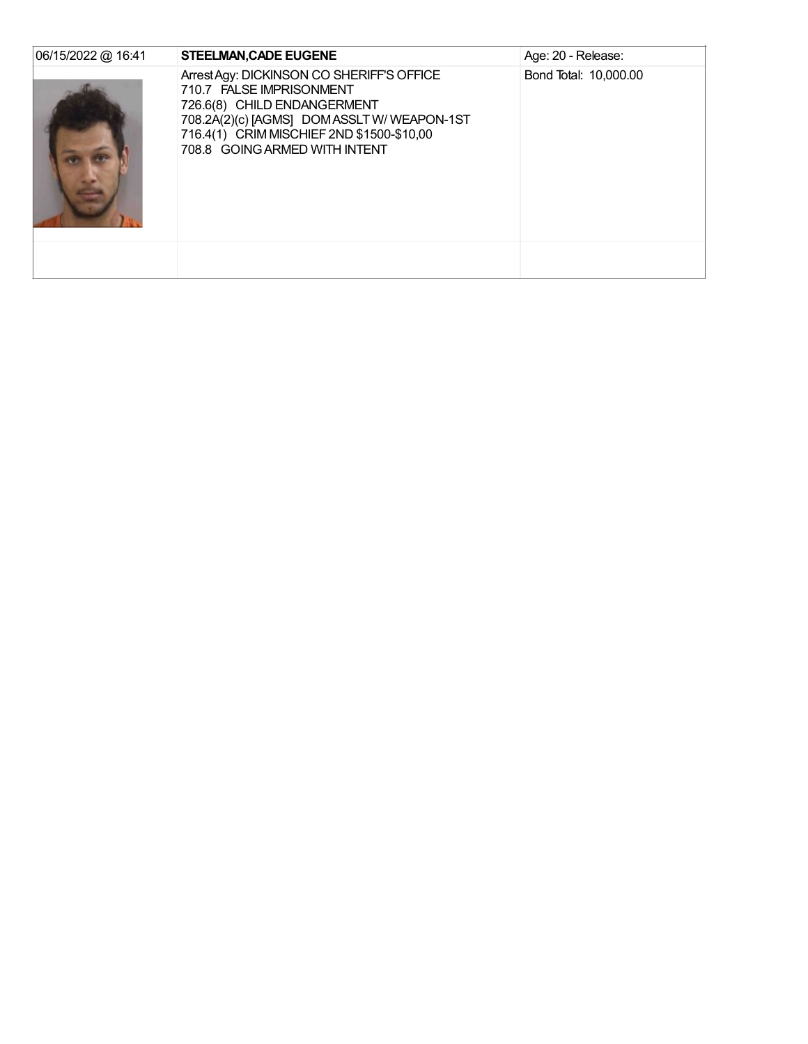| | | |
|---|---|---|
| 06/15/2022 @ 16:41 | **STEELMAN,CADE EUGENE** | Age: 20 - Release: |
| | Arrest Agy: DICKINSON CO SHERIFF'S OFFICE<br>710.7 FALSE IMPRISONMENT<br>726.6(8) CHILD ENDANGERMENT<br>708.2A(2)(c) [AGMS] DOM ASSLT W/ WEAPON-1ST<br>716.4(1) CRIM MISCHIEF 2ND $1500-$10,00<br>708.8 GOING ARMED WITH INTENT | Bond Total: 10,000.00 |
| | | |